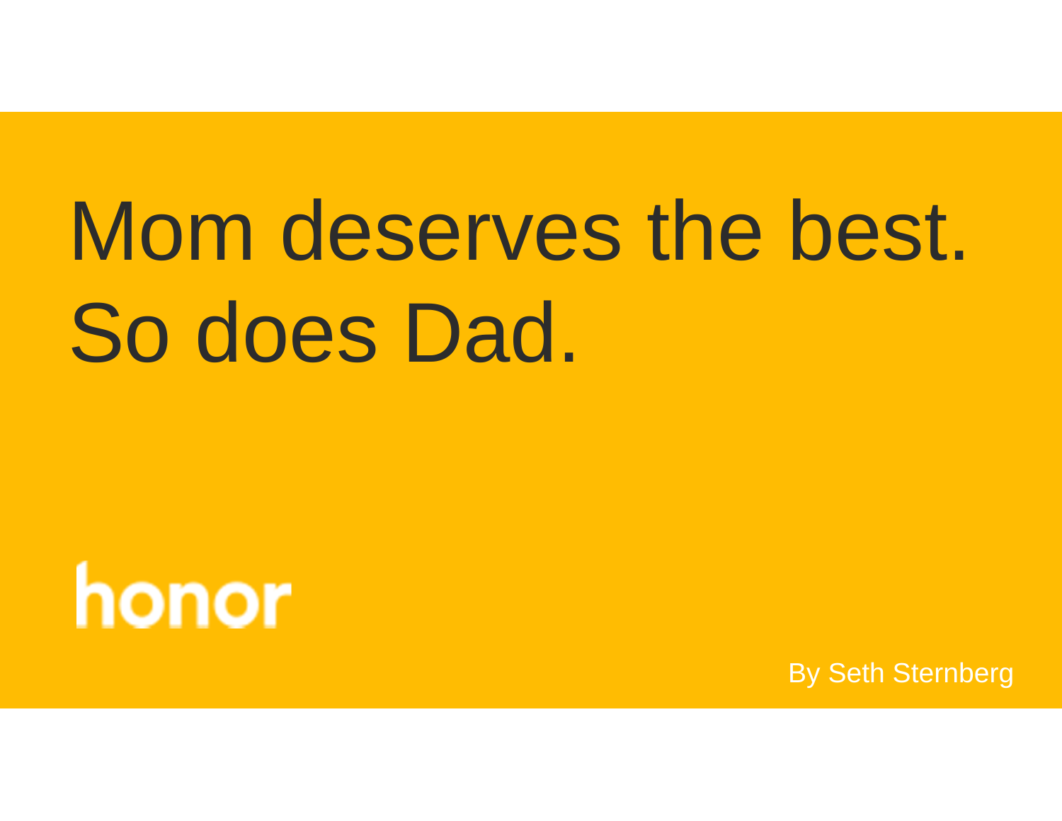# Mom deserves the best. So does Dad.

honor

By Seth Sternberg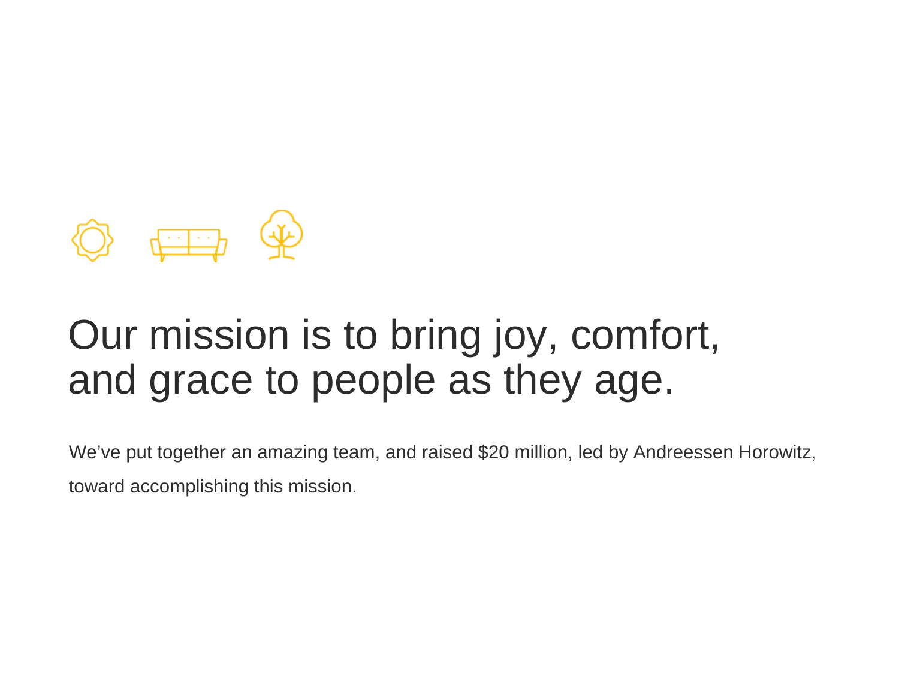# Our mission is to bring joy, comfort, and grace to people as they age.

We've put together an amazing team, and raised $20 million, led by Andreessen Horowitz, toward accomplishing this mission.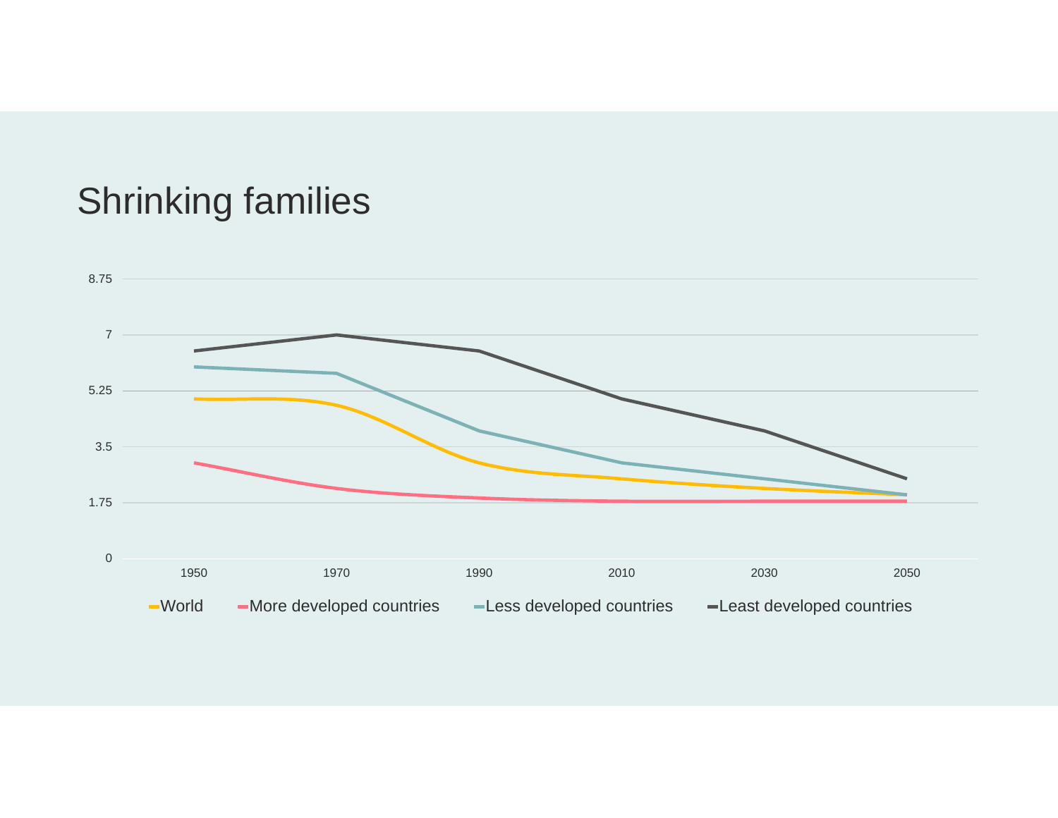# Shrinking families

8.75

7

5.25

3.5

1.75

0

1950 1970 1990 2010 2030 2050

World More developed countries Less developed countries Least developed countries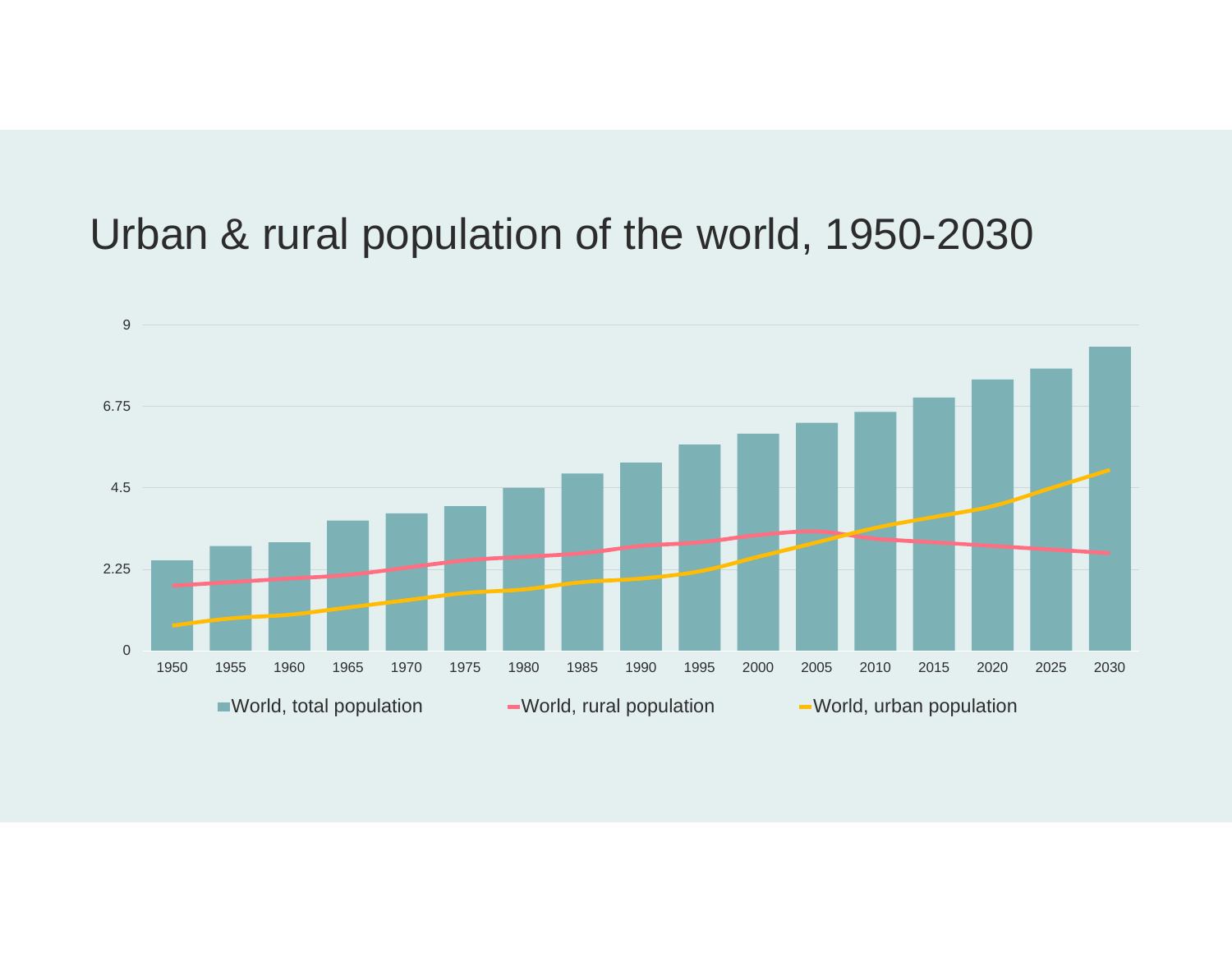# Urban & rural population of the world, 1950-2030

9

6.75

4.5

2.25

0

1950 1955 1960 1965 1970 1975 1980 1985 1990 1995 2000 2005 2010 2015 2020 2025 2030

World, total population    World, rural population    World, urban population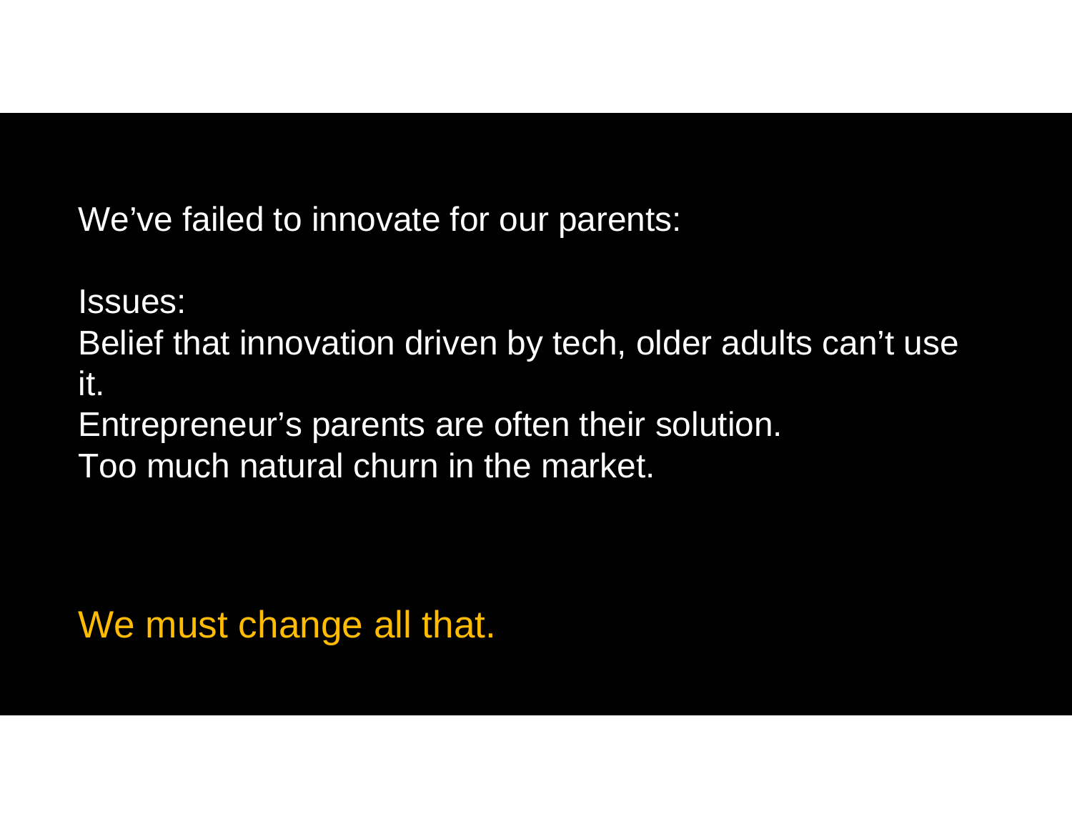We've failed to innovate for our parents:

Issues:

Belief that innovation driven by tech, older adults can't use it.

Entrepreneur's parents are often their solution.

Too much natural churn in the market.

We must change all that.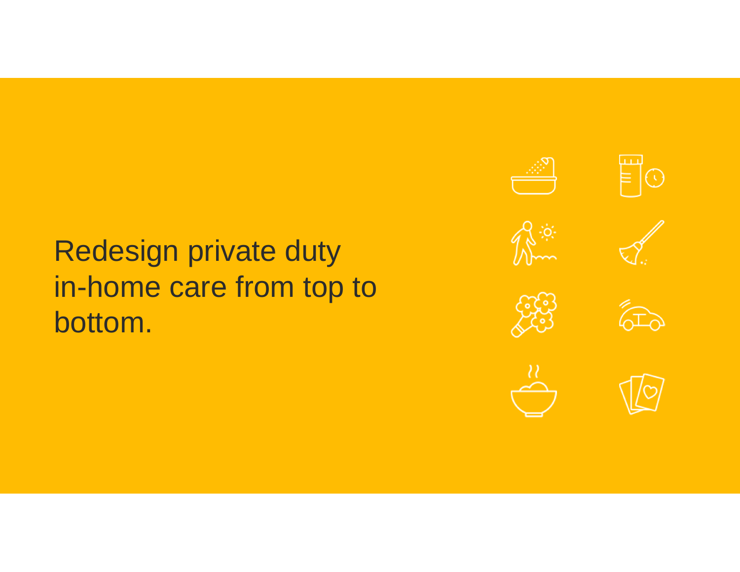Redesign private duty in-home care from top to bottom.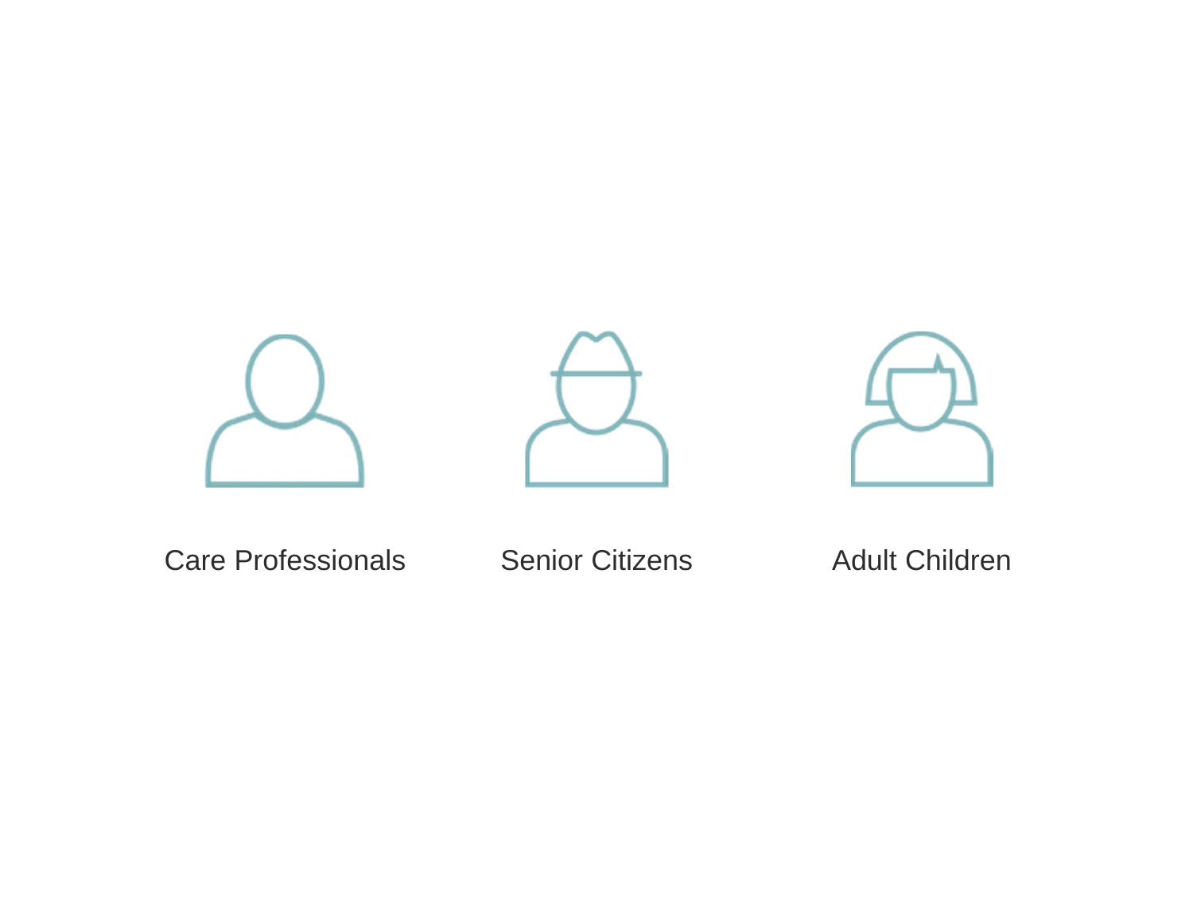Care Professionals

Senior Citizens

Adult Children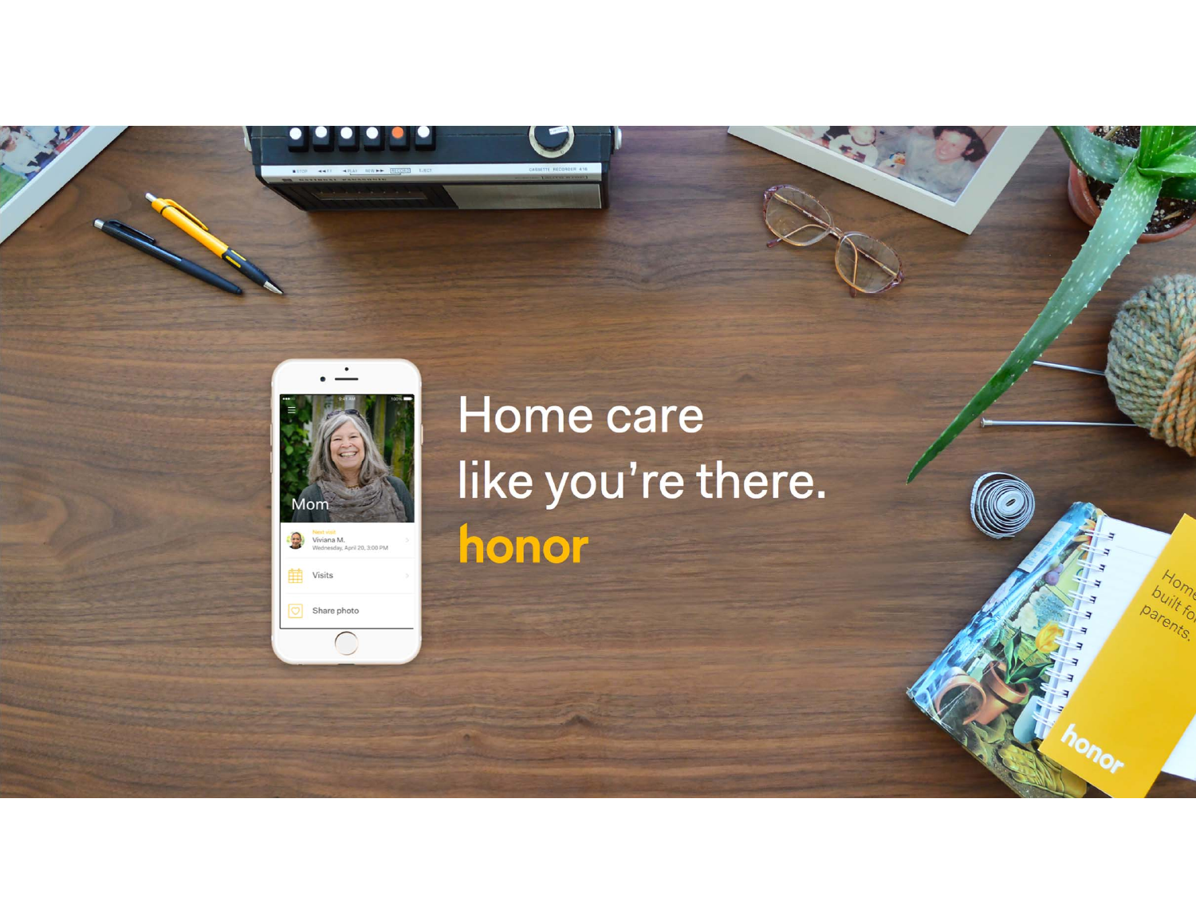Home care
like you're there.
honor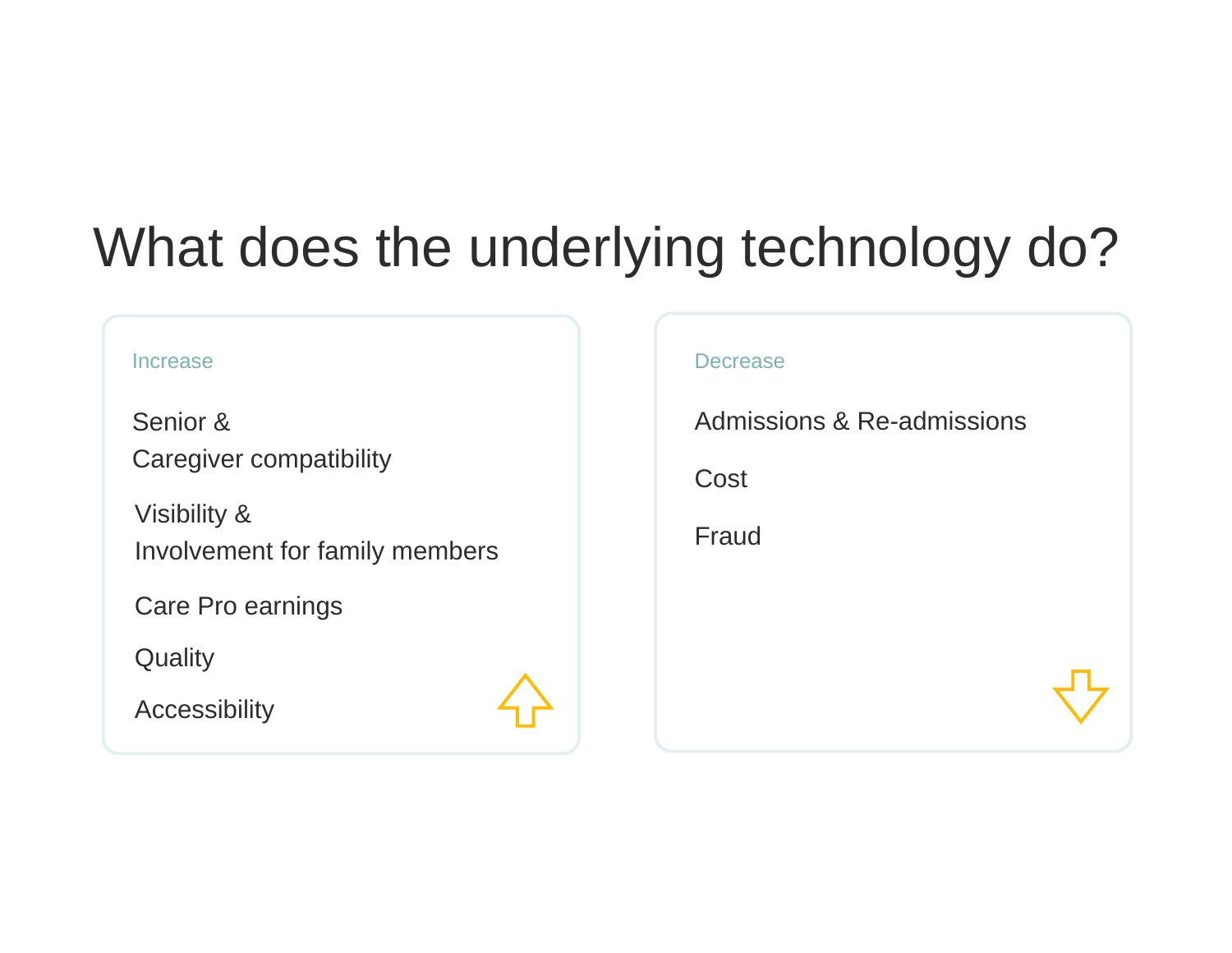# What does the underlying technology do?

**Increase**

- Senior & Caregiver compatibility
- Visibility & Involvement for family members
- Care Pro earnings
- Quality
- Accessibility

**Decrease**

- Admissions & Re-admissions
- Cost
- Fraud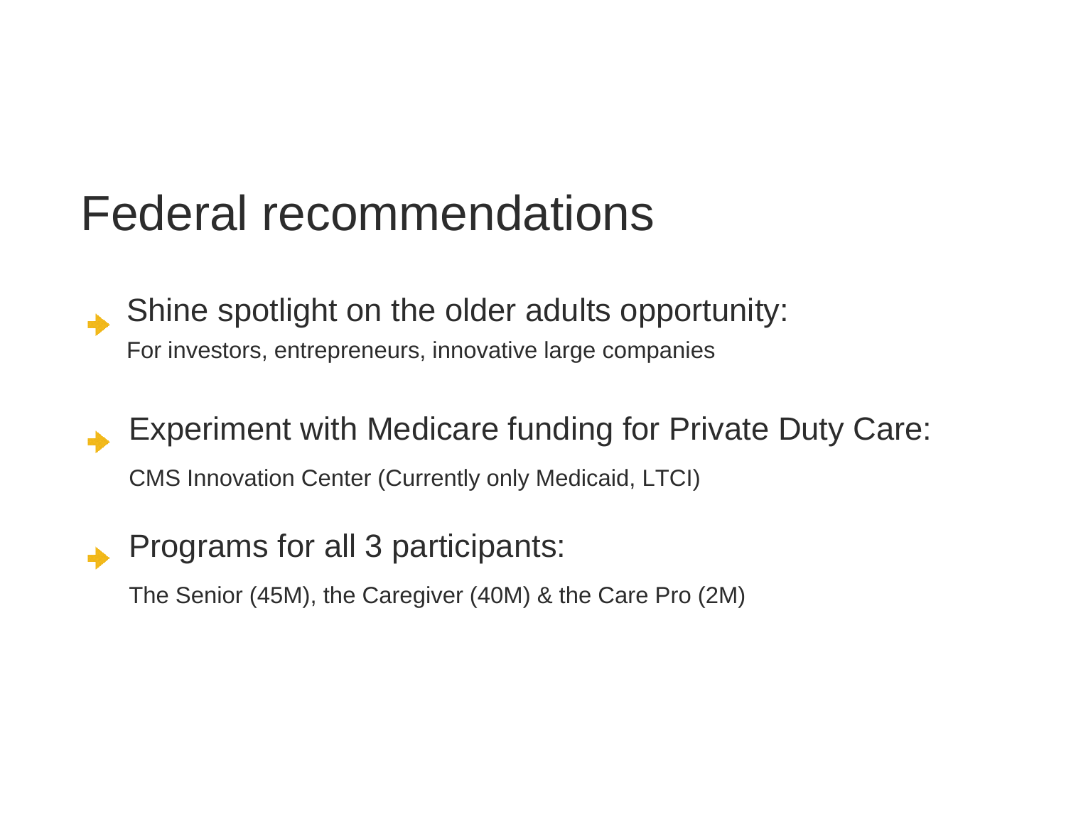# Federal recommendations

- Shine spotlight on the older adults opportunity:
  For investors, entrepreneurs, innovative large companies

- Experiment with Medicare funding for Private Duty Care:
  CMS Innovation Center (Currently only Medicaid, LTCI)

- Programs for all 3 participants:
  The Senior (45M), the Caregiver (40M) & the Care Pro (2M)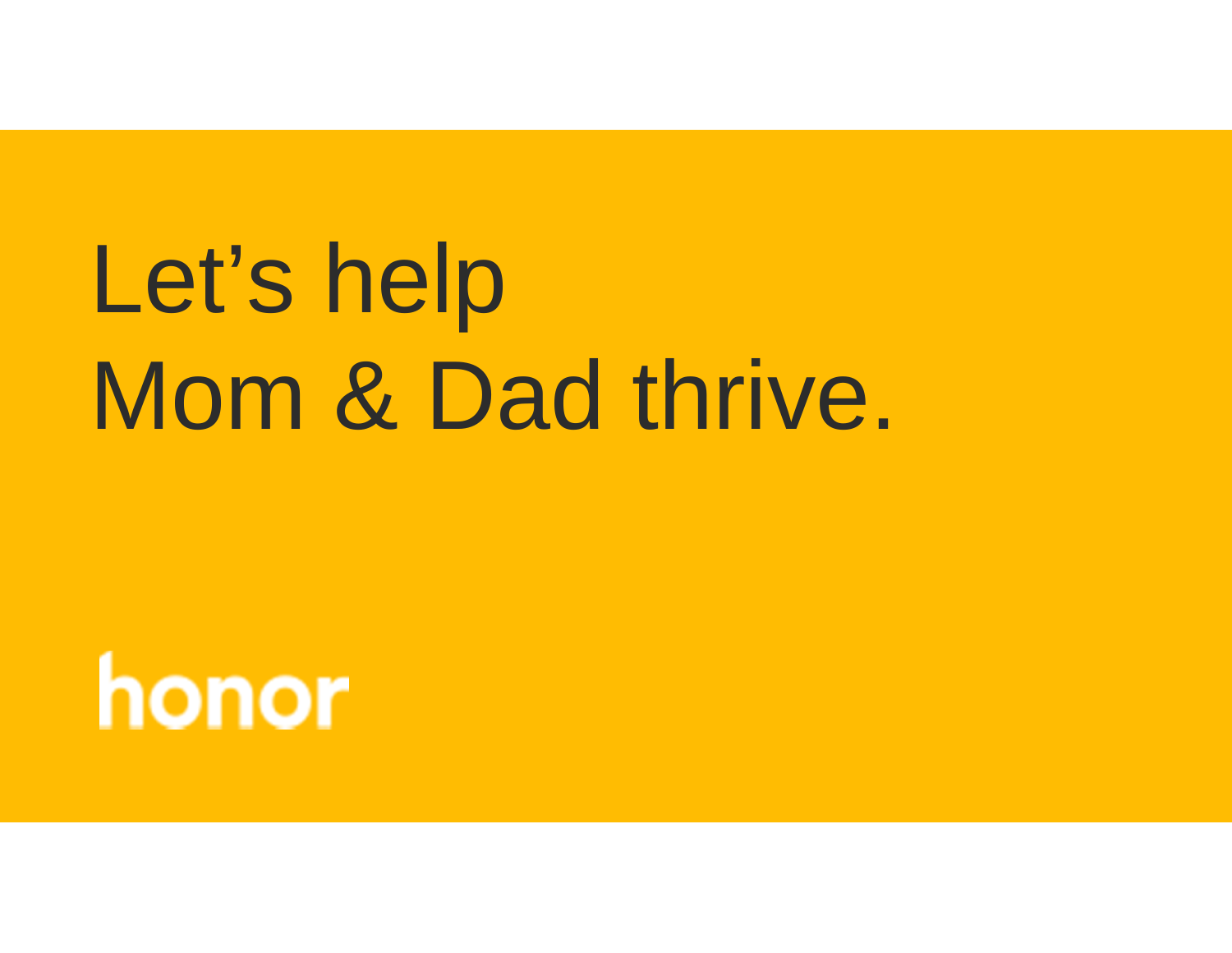# Let's help Mom & Dad thrive.

honor